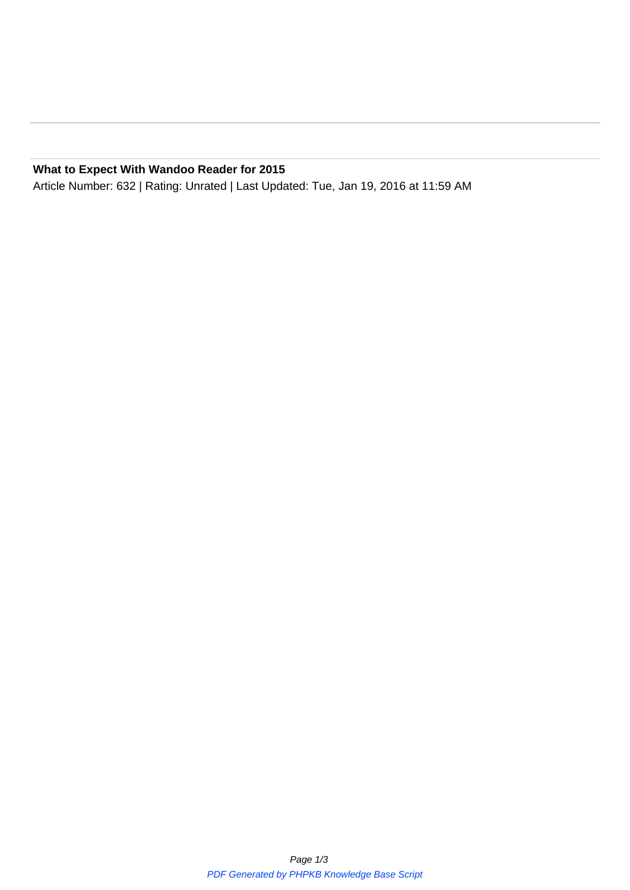**What to Expect With Wandoo Reader for 2015**

Article Number: 632 | Rating: Unrated | Last Updated: Tue, Jan 19, 2016 at 11:59 AM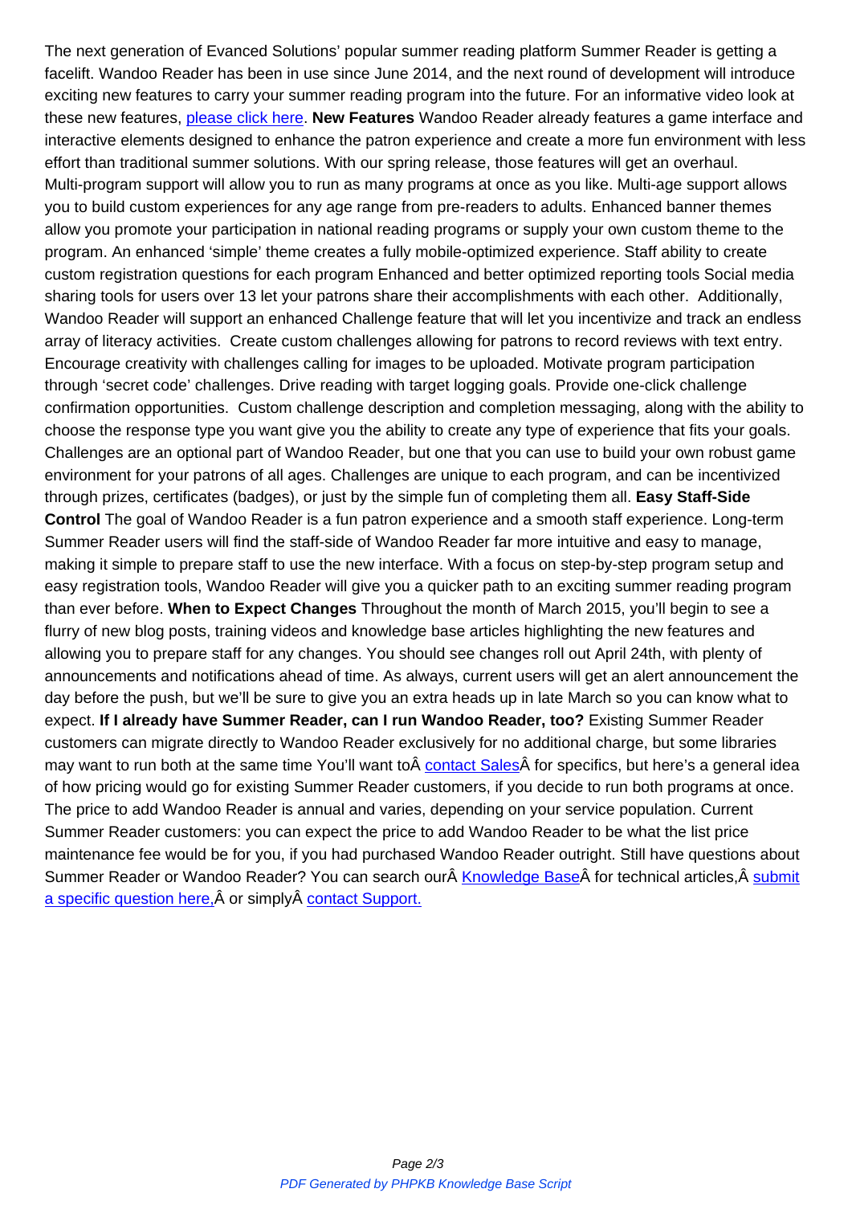The next generation of Evanced Solutions' popular summer reading platform Summer Reader is getting a facelift. Wandoo Reader has been in use since June 2014, and the next round of development will introduce exciting new features to carry your summer reading program into the future. For an informative video look at these new features, please click here. **New Features** Wandoo Reader already features a game interface and interactive elements designed to enhance the patron experience and create a more fun environment with less effort than traditional summer solutions. With our spring release, those features will get an overhaul. Multi-program support will allow you to run as many programs at once as you like. Multi-age support allows you to build custom experiences for any age range from pre-readers to adults. Enhanced banner themes allow you promote your participation in national reading programs or supply your own custom theme to the program. An enhanced 'simple' theme creates a fully mobile-optimized experience. Staff ability to create custom registration questions for each program Enhanced and better optimized reporting tools Social media sharing tools for users over 13 let your patrons share their accomplishments with each other.  Additionally, Wandoo Reader will support an enhanced Challenge feature that will let you incentivize and track an endless array of literacy activities.  Create custom challenges allowing for patrons to record reviews with text entry. Encourage creativity with challenges calling for images to be uploaded. Motivate program participation through 'secret code' challenges. Drive reading with target logging goals. Provide one-click challenge confirmation opportunities.  Custom challenge description and completion messaging, along with the ability to choose the response type you want give you the ability to create any type of experience that fits your goals. Challenges are an optional part of Wandoo Reader, but one that you can use to build your own robust game environment for your patrons of all ages. Challenges are unique to each program, and can be incentivized through prizes, certificates (badges), or just by the simple fun of completing them all. **Easy Staff-Side Control** The goal of Wandoo Reader is a fun patron experience and a smooth staff experience. Long-term Summer Reader users will find the staff-side of Wandoo Reader far more intuitive and easy to manage, making it simple to prepare staff to use the new interface. With a focus on step-by-step program setup and easy registration tools, Wandoo Reader will give you a quicker path to an exciting summer reading program than ever before. **When to Expect Changes** Throughout the month of March 2015, you'll begin to see a flurry of new blog posts, training videos and knowledge base articles highlighting the new features and allowing you to prepare staff for any changes. You should see changes roll out April 24th, with plenty of announcements and notifications ahead of time. As always, current users will get an alert announcement the day before the push, but we'll be sure to give you an extra heads up in late March so you can know what to expect. **If I already have Summer Reader, can I run Wandoo Reader, too?** Existing Summer Reader customers can migrate directly to Wandoo Reader exclusively for no additional charge, but some libraries may want to run both at the same time You'll want toÂ contact SalesÂ for specifics, but here's a general idea of how pricing would go for existing Summer Reader customers, if you decide to run both programs at once. The price to add Wandoo Reader is annual and varies, depending on your service population. Current Summer Reader customers: you can expect the price to add Wandoo Reader to be what the list price maintenance fee would be for you, if you had purchased Wandoo Reader outright. Still have questions about Summer Reader or Wandoo Reader? You can search ourÂ Knowledge BaseÂ for technical articles,Â submit a specific question here,Â or simplyÂ contact Support.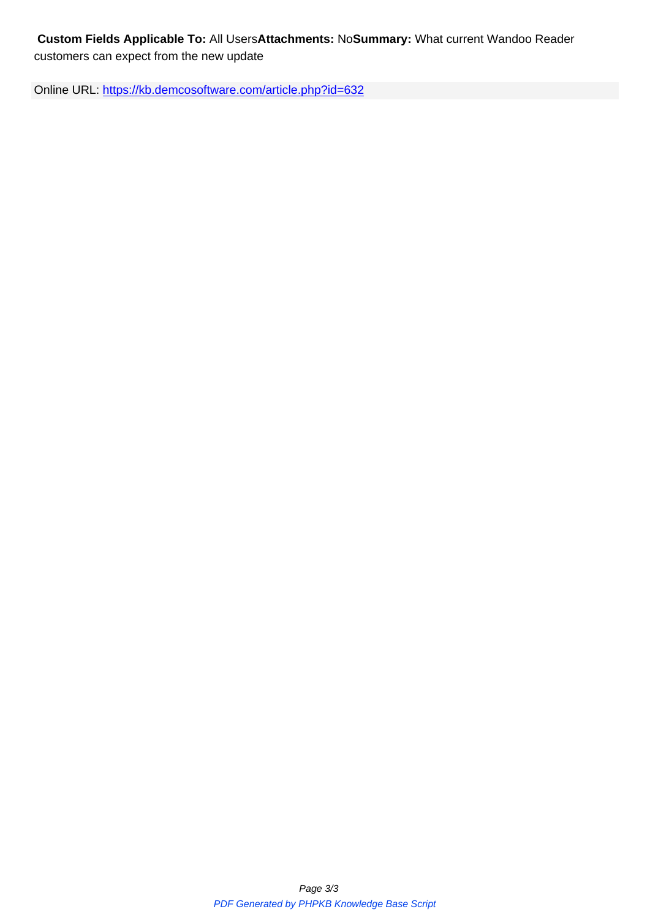**Custom Fields Applicable To:** All Users**Attachments:** No**Summary:** What current Wandoo Reader customers can expect from the new update

Online URL: https://kb.demcosoftware.com/article.php?id=632